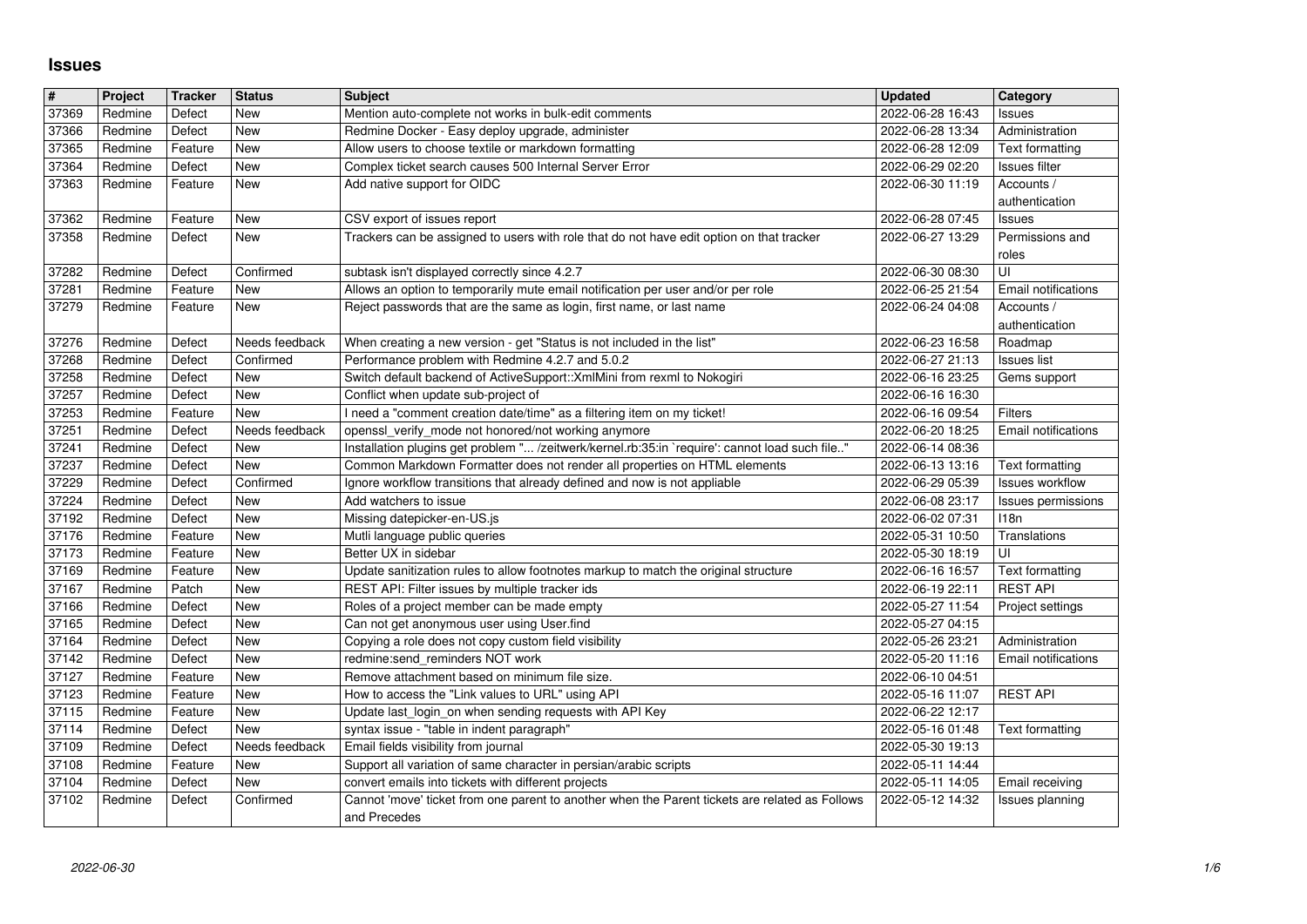# Issues

| # | Project | Tracker | Status | Subject | Updated | Category |
|---|---|---|---|---|---|---|
| 37369 | Redmine | Defect | New | Mention auto-complete not works in bulk-edit comments | 2022-06-28 16:43 | Issues |
| 37366 | Redmine | Defect | New | Redmine Docker - Easy deploy upgrade, administer | 2022-06-28 13:34 | Administration |
| 37365 | Redmine | Feature | New | Allow users to choose textile or markdown formatting | 2022-06-28 12:09 | Text formatting |
| 37364 | Redmine | Defect | New | Complex ticket search causes 500 Internal Server Error | 2022-06-29 02:20 | Issues filter |
| 37363 | Redmine | Feature | New | Add native support for OIDC | 2022-06-30 11:19 | Accounts / authentication |
| 37362 | Redmine | Feature | New | CSV export of issues report | 2022-06-28 07:45 | Issues |
| 37358 | Redmine | Defect | New | Trackers can be assigned to users with role that do not have edit option on that tracker | 2022-06-27 13:29 | Permissions and roles |
| 37282 | Redmine | Defect | Confirmed | subtask isn't displayed correctly since 4.2.7 | 2022-06-30 08:30 | UI |
| 37281 | Redmine | Feature | New | Allows an option to temporarily mute email notification per user and/or per role | 2022-06-25 21:54 | Email notifications |
| 37279 | Redmine | Feature | New | Reject passwords that are the same as login, first name, or last name | 2022-06-24 04:08 | Accounts / authentication |
| 37276 | Redmine | Defect | Needs feedback | When creating a new version - get "Status is not included in the list" | 2022-06-23 16:58 | Roadmap |
| 37268 | Redmine | Defect | Confirmed | Performance problem with Redmine 4.2.7 and 5.0.2 | 2022-06-27 21:13 | Issues list |
| 37258 | Redmine | Defect | New | Switch default backend of ActiveSupport::XmlMini from rexml to Nokogiri | 2022-06-16 23:25 | Gems support |
| 37257 | Redmine | Defect | New | Conflict when update sub-project of | 2022-06-16 16:30 | |
| 37253 | Redmine | Feature | New | I need a "comment creation date/time" as a filtering item on my ticket! | 2022-06-16 09:54 | Filters |
| 37251 | Redmine | Defect | Needs feedback | openssl_verify_mode not honored/not working anymore | 2022-06-20 18:25 | Email notifications |
| 37241 | Redmine | Defect | New | Installation plugins get problem "... /zeitwerk/kernel.rb:35:in `require': cannot load such file.." | 2022-06-14 08:36 | |
| 37237 | Redmine | Defect | New | Common Markdown Formatter does not render all properties on HTML elements | 2022-06-13 13:16 | Text formatting |
| 37229 | Redmine | Defect | Confirmed | Ignore workflow transitions that already defined and now is not appliable | 2022-06-29 05:39 | Issues workflow |
| 37224 | Redmine | Defect | New | Add watchers to issue | 2022-06-08 23:17 | Issues permissions |
| 37192 | Redmine | Defect | New | Missing datepicker-en-US.js | 2022-06-02 07:31 | I18n |
| 37176 | Redmine | Feature | New | Mutli language public queries | 2022-05-31 10:50 | Translations |
| 37173 | Redmine | Feature | New | Better UX in sidebar | 2022-05-30 18:19 | UI |
| 37169 | Redmine | Feature | New | Update sanitization rules to allow footnotes markup to match the original structure | 2022-06-16 16:57 | Text formatting |
| 37167 | Redmine | Patch | New | REST API: Filter issues by multiple tracker ids | 2022-06-19 22:11 | REST API |
| 37166 | Redmine | Defect | New | Roles of a project member can be made empty | 2022-05-27 11:54 | Project settings |
| 37165 | Redmine | Defect | New | Can not get anonymous user using User.find | 2022-05-27 04:15 | |
| 37164 | Redmine | Defect | New | Copying a role does not copy custom field visibility | 2022-05-26 23:21 | Administration |
| 37142 | Redmine | Defect | New | redmine:send_reminders NOT work | 2022-05-20 11:16 | Email notifications |
| 37127 | Redmine | Feature | New | Remove attachment based on minimum file size. | 2022-06-10 04:51 | |
| 37123 | Redmine | Feature | New | How to access the "Link values to URL" using API | 2022-05-16 11:07 | REST API |
| 37115 | Redmine | Feature | New | Update last_login_on when sending requests with API Key | 2022-06-22 12:17 | |
| 37114 | Redmine | Defect | New | syntax issue - "table in indent paragraph" | 2022-05-16 01:48 | Text formatting |
| 37109 | Redmine | Defect | Needs feedback | Email fields visibility from journal | 2022-05-30 19:13 | |
| 37108 | Redmine | Feature | New | Support all variation of same character in persian/arabic scripts | 2022-05-11 14:44 | |
| 37104 | Redmine | Defect | New | convert emails into tickets with different projects | 2022-05-11 14:05 | Email receiving |
| 37102 | Redmine | Defect | Confirmed | Cannot 'move' ticket from one parent to another when the Parent tickets are related as Follows and Precedes | 2022-05-12 14:32 | Issues planning |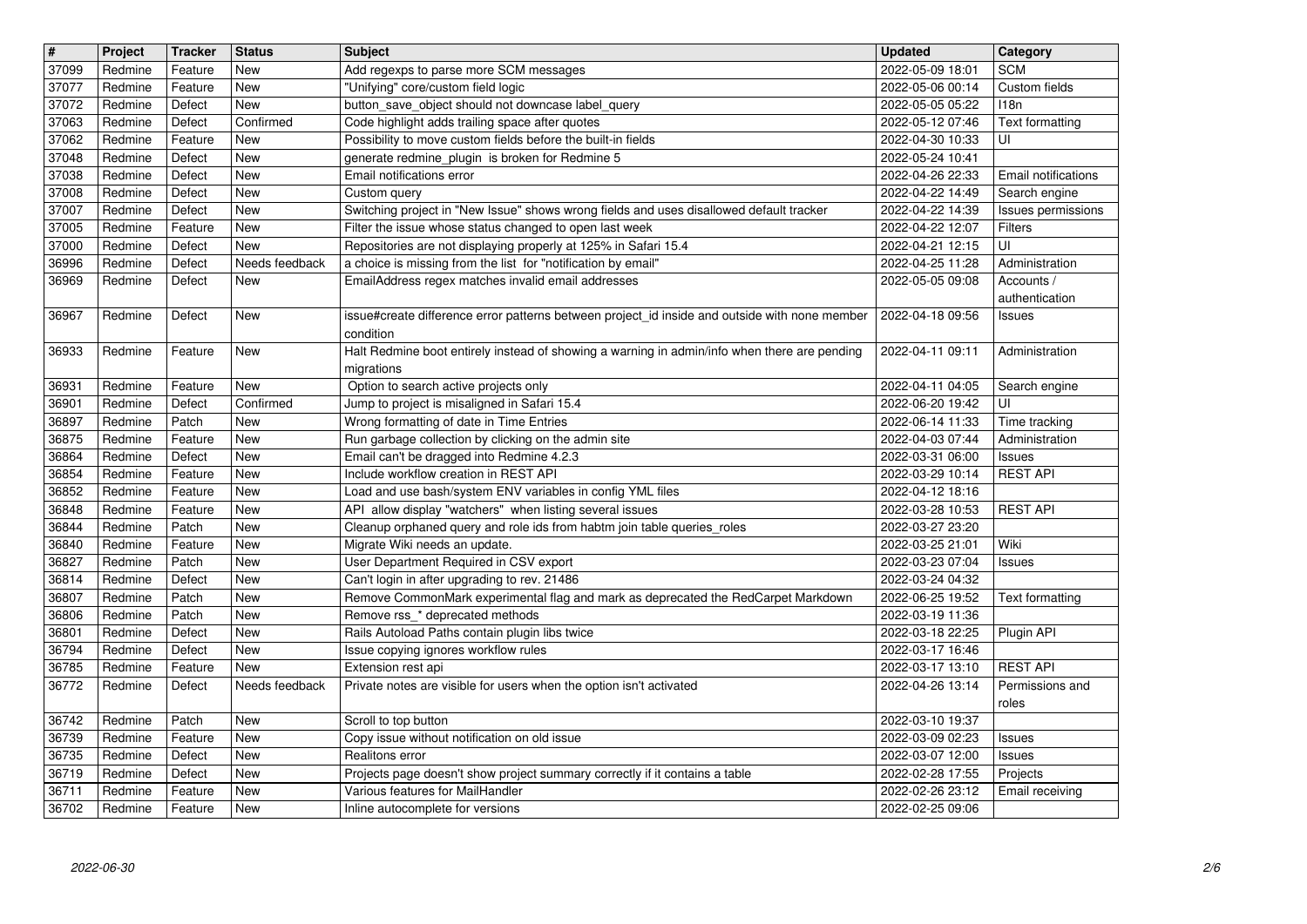| # | Project | Tracker | Status | Subject | Updated | Category |
|---|---|---|---|---|---|---|
| 37099 | Redmine | Feature | New | Add regexps to parse more SCM messages | 2022-05-09 18:01 | SCM |
| 37077 | Redmine | Feature | New | "Unifying" core/custom field logic | 2022-05-06 00:14 | Custom fields |
| 37072 | Redmine | Defect | New | button_save_object should not downcase label_query | 2022-05-05 05:22 | I18n |
| 37063 | Redmine | Defect | Confirmed | Code highlight adds trailing space after quotes | 2022-05-12 07:46 | Text formatting |
| 37062 | Redmine | Feature | New | Possibility to move custom fields before the built-in fields | 2022-04-30 10:33 | UI |
| 37048 | Redmine | Defect | New | generate redmine_plugin is broken for Redmine 5 | 2022-05-24 10:41 | |
| 37038 | Redmine | Defect | New | Email notifications error | 2022-04-26 22:33 | Email notifications |
| 37008 | Redmine | Defect | New | Custom query | 2022-04-22 14:49 | Search engine |
| 37007 | Redmine | Defect | New | Switching project in "New Issue" shows wrong fields and uses disallowed default tracker | 2022-04-22 14:39 | Issues permissions |
| 37005 | Redmine | Feature | New | Filter the issue whose status changed to open last week | 2022-04-22 12:07 | Filters |
| 37000 | Redmine | Defect | New | Repositories are not displaying properly at 125% in Safari 15.4 | 2022-04-21 12:15 | UI |
| 36996 | Redmine | Defect | Needs feedback | a choice is missing from the list for "notification by email" | 2022-04-25 11:28 | Administration |
| 36969 | Redmine | Defect | New | EmailAddress regex matches invalid email addresses | 2022-05-05 09:08 | Accounts / authentication |
| 36967 | Redmine | Defect | New | issue#create difference error patterns between project_id inside and outside with none member condition | 2022-04-18 09:56 | Issues |
| 36933 | Redmine | Feature | New | Halt Redmine boot entirely instead of showing a warning in admin/info when there are pending migrations | 2022-04-11 09:11 | Administration |
| 36931 | Redmine | Feature | New | Option to search active projects only | 2022-04-11 04:05 | Search engine |
| 36901 | Redmine | Defect | Confirmed | Jump to project is misaligned in Safari 15.4 | 2022-06-20 19:42 | UI |
| 36897 | Redmine | Patch | New | Wrong formatting of date in Time Entries | 2022-06-14 11:33 | Time tracking |
| 36875 | Redmine | Feature | New | Run garbage collection by clicking on the admin site | 2022-04-03 07:44 | Administration |
| 36864 | Redmine | Defect | New | Email can't be dragged into Redmine 4.2.3 | 2022-03-31 06:00 | Issues |
| 36854 | Redmine | Feature | New | Include workflow creation in REST API | 2022-03-29 10:14 | REST API |
| 36852 | Redmine | Feature | New | Load and use bash/system ENV variables in config YML files | 2022-04-12 18:16 | |
| 36848 | Redmine | Feature | New | API allow display "watchers" when listing several issues | 2022-03-28 10:53 | REST API |
| 36844 | Redmine | Patch | New | Cleanup orphaned query and role ids from habtm join table queries_roles | 2022-03-27 23:20 | |
| 36840 | Redmine | Feature | New | Migrate Wiki needs an update. | 2022-03-25 21:01 | Wiki |
| 36827 | Redmine | Patch | New | User Department Required in CSV export | 2022-03-23 07:04 | Issues |
| 36814 | Redmine | Defect | New | Can't login in after upgrading to rev. 21486 | 2022-03-24 04:32 | |
| 36807 | Redmine | Patch | New | Remove CommonMark experimental flag and mark as deprecated the RedCarpet Markdown | 2022-06-25 19:52 | Text formatting |
| 36806 | Redmine | Patch | New | Remove rss_* deprecated methods | 2022-03-19 11:36 | |
| 36801 | Redmine | Defect | New | Rails Autoload Paths contain plugin libs twice | 2022-03-18 22:25 | Plugin API |
| 36794 | Redmine | Defect | New | Issue copying ignores workflow rules | 2022-03-17 16:46 | |
| 36785 | Redmine | Feature | New | Extension rest api | 2022-03-17 13:10 | REST API |
| 36772 | Redmine | Defect | Needs feedback | Private notes are visible for users when the option isn't activated | 2022-04-26 13:14 | Permissions and roles |
| 36742 | Redmine | Patch | New | Scroll to top button | 2022-03-10 19:37 | |
| 36739 | Redmine | Feature | New | Copy issue without notification on old issue | 2022-03-09 02:23 | Issues |
| 36735 | Redmine | Defect | New | Realitons error | 2022-03-07 12:00 | Issues |
| 36719 | Redmine | Defect | New | Projects page doesn't show project summary correctly if it contains a table | 2022-02-28 17:55 | Projects |
| 36711 | Redmine | Feature | New | Various features for MailHandler | 2022-02-26 23:12 | Email receiving |
| 36702 | Redmine | Feature | New | Inline autocomplete for versions | 2022-02-25 09:06 | |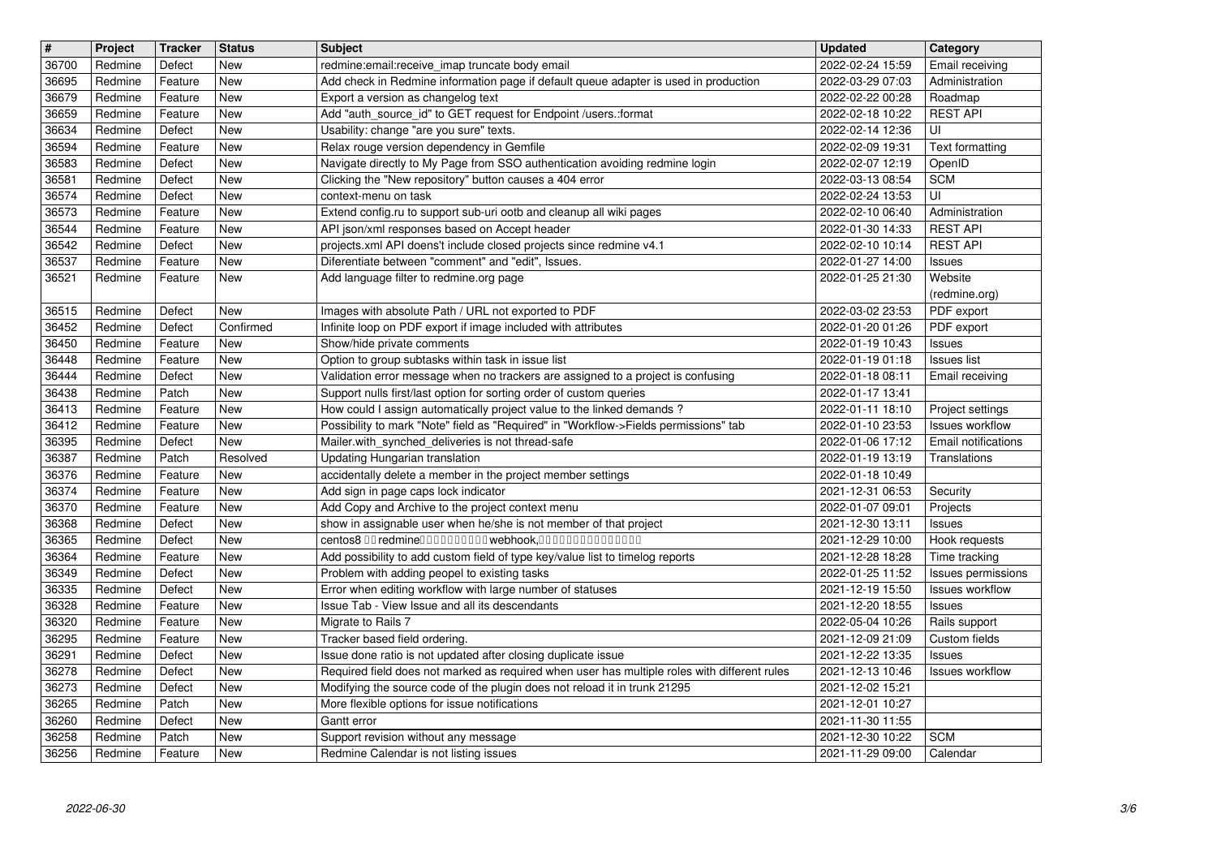| # | Project | Tracker | Status | Subject | Updated | Category |
| --- | --- | --- | --- | --- | --- | --- |
| 36700 | Redmine | Defect | New | redmine:email:receive_imap truncate body email | 2022-02-24 15:59 | Email receiving |
| 36695 | Redmine | Feature | New | Add check in Redmine information page if default queue adapter is used in production | 2022-03-29 07:03 | Administration |
| 36679 | Redmine | Feature | New | Export a version as changelog text | 2022-02-22 00:28 | Roadmap |
| 36659 | Redmine | Feature | New | Add "auth_source_id" to GET request for Endpoint /users.:format | 2022-02-18 10:22 | REST API |
| 36634 | Redmine | Defect | New | Usability: change "are you sure" texts. | 2022-02-14 12:36 | UI |
| 36594 | Redmine | Feature | New | Relax rouge version dependency in Gemfile | 2022-02-09 19:31 | Text formatting |
| 36583 | Redmine | Defect | New | Navigate directly to My Page from SSO authentication avoiding redmine login | 2022-02-07 12:19 | OpenID |
| 36581 | Redmine | Defect | New | Clicking the "New repository" button causes a 404 error | 2022-03-13 08:54 | SCM |
| 36574 | Redmine | Defect | New | context-menu on task | 2022-02-24 13:53 | UI |
| 36573 | Redmine | Feature | New | Extend config.ru to support sub-uri ootb and cleanup all wiki pages | 2022-02-10 06:40 | Administration |
| 36544 | Redmine | Feature | New | API json/xml responses based on Accept header | 2022-01-30 14:33 | REST API |
| 36542 | Redmine | Defect | New | projects.xml API doens't include closed projects since redmine v4.1 | 2022-02-10 10:14 | REST API |
| 36537 | Redmine | Feature | New | Diferentiate between "comment" and "edit", Issues. | 2022-01-27 14:00 | Issues |
| 36521 | Redmine | Feature | New | Add language filter to redmine.org page | 2022-01-25 21:30 | Website (redmine.org) |
| 36515 | Redmine | Defect | New | Images with absolute Path / URL not exported to PDF | 2022-03-02 23:53 | PDF export |
| 36452 | Redmine | Defect | Confirmed | Infinite loop on PDF export if image included with attributes | 2022-01-20 01:26 | PDF export |
| 36450 | Redmine | Feature | New | Show/hide private comments | 2022-01-19 10:43 | Issues |
| 36448 | Redmine | Feature | New | Option to group subtasks within task in issue list | 2022-01-19 01:18 | Issues list |
| 36444 | Redmine | Defect | New | Validation error message when no trackers are assigned to a project is confusing | 2022-01-18 08:11 | Email receiving |
| 36438 | Redmine | Patch | New | Support nulls first/last option for sorting order of custom queries | 2022-01-17 13:41 | |
| 36413 | Redmine | Feature | New | How could I assign automatically project value to the linked demands ? | 2022-01-11 18:10 | Project settings |
| 36412 | Redmine | Feature | New | Possibility to mark "Note" field as "Required" in "Workflow->Fields permissions" tab | 2022-01-10 23:53 | Issues workflow |
| 36395 | Redmine | Defect | New | Mailer.with_synched_deliveries is not thread-safe | 2022-01-06 17:12 | Email notifications |
| 36387 | Redmine | Patch | Resolved | Updating Hungarian translation | 2022-01-19 13:19 | Translations |
| 36376 | Redmine | Feature | New | accidentally delete a member in the project member settings | 2022-01-18 10:49 | |
| 36374 | Redmine | Feature | New | Add sign in page caps lock indicator | 2021-12-31 06:53 | Security |
| 36370 | Redmine | Feature | New | Add Copy and Archive to the project context menu | 2022-01-07 09:01 | Projects |
| 36368 | Redmine | Defect | New | show in assignable user when he/she is not member of that project | 2021-12-30 13:11 | Issues |
| 36365 | Redmine | Defect | New | centos8 □□redmine□□□□□□□□□□webhook,□□□□□□□□□□□□□□□ | 2021-12-29 10:00 | Hook requests |
| 36364 | Redmine | Feature | New | Add possibility to add custom field of type key/value list to timelog reports | 2021-12-28 18:28 | Time tracking |
| 36349 | Redmine | Defect | New | Problem with adding peopel to existing tasks | 2022-01-25 11:52 | Issues permissions |
| 36335 | Redmine | Defect | New | Error when editing workflow with large number of statuses | 2021-12-19 15:50 | Issues workflow |
| 36328 | Redmine | Feature | New | Issue Tab - View Issue and all its descendants | 2021-12-20 18:55 | Issues |
| 36320 | Redmine | Feature | New | Migrate to Rails 7 | 2022-05-04 10:26 | Rails support |
| 36295 | Redmine | Feature | New | Tracker based field ordering. | 2021-12-09 21:09 | Custom fields |
| 36291 | Redmine | Defect | New | Issue done ratio is not updated after closing duplicate issue | 2021-12-22 13:35 | Issues |
| 36278 | Redmine | Defect | New | Required field does not marked as required when user has multiple roles with different rules | 2021-12-13 10:46 | Issues workflow |
| 36273 | Redmine | Defect | New | Modifying the source code of the plugin does not reload it in trunk 21295 | 2021-12-02 15:21 | |
| 36265 | Redmine | Patch | New | More flexible options for issue notifications | 2021-12-01 10:27 | |
| 36260 | Redmine | Defect | New | Gantt error | 2021-11-30 11:55 | |
| 36258 | Redmine | Patch | New | Support revision without any message | 2021-12-30 10:22 | SCM |
| 36256 | Redmine | Feature | New | Redmine Calendar is not listing issues | 2021-11-29 09:00 | Calendar |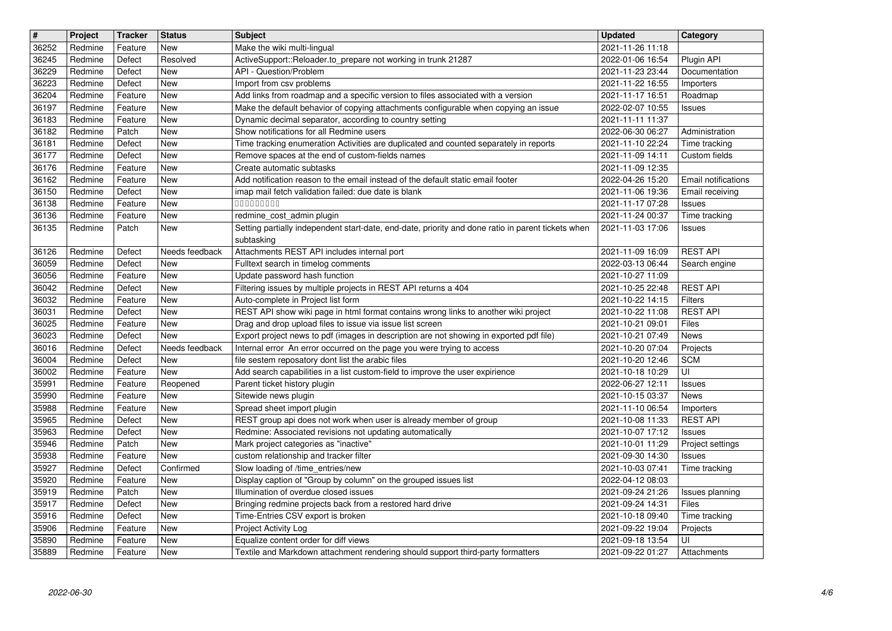| # | Project | Tracker | Status | Subject | Updated | Category |
|---|---|---|---|---|---|---|
| 36252 | Redmine | Feature | New | Make the wiki multi-lingual | 2021-11-26 11:18 | |
| 36245 | Redmine | Defect | Resolved | ActiveSupport::Reloader.to_prepare not working in trunk 21287 | 2022-01-06 16:54 | Plugin API |
| 36229 | Redmine | Defect | New | API - Question/Problem | 2021-11-23 23:44 | Documentation |
| 36223 | Redmine | Defect | New | Import from csv problems | 2021-11-22 16:55 | Importers |
| 36204 | Redmine | Feature | New | Add links from roadmap and a specific version to files associated with a version | 2021-11-17 16:51 | Roadmap |
| 36197 | Redmine | Feature | New | Make the default behavior of copying attachments configurable when copying an issue | 2022-02-07 10:55 | Issues |
| 36183 | Redmine | Feature | New | Dynamic decimal separator, according to country setting | 2021-11-11 11:37 | |
| 36182 | Redmine | Patch | New | Show notifications for all Redmine users | 2022-06-30 06:27 | Administration |
| 36181 | Redmine | Defect | New | Time tracking enumeration Activities are duplicated and counted separately in reports | 2021-11-10 22:24 | Time tracking |
| 36177 | Redmine | Defect | New | Remove spaces at the end of custom-fields names | 2021-11-09 14:11 | Custom fields |
| 36176 | Redmine | Feature | New | Create automatic subtasks | 2021-11-09 12:35 | |
| 36162 | Redmine | Feature | New | Add notification reason to the email instead of the default static email footer | 2022-04-26 15:20 | Email notifications |
| 36150 | Redmine | Defect | New | imap mail fetch validation failed: due date is blank | 2021-11-06 19:36 | Email receiving |
| 36138 | Redmine | Feature | New | □□□□□□□□□ | 2021-11-17 07:28 | Issues |
| 36136 | Redmine | Feature | New | redmine_cost_admin plugin | 2021-11-24 00:37 | Time tracking |
| 36135 | Redmine | Patch | New | Setting partially independent start-date, end-date, priority and done ratio in parent tickets when subtasking | 2021-11-03 17:06 | Issues |
| 36126 | Redmine | Defect | Needs feedback | Attachments REST API includes internal port | 2021-11-09 16:09 | REST API |
| 36059 | Redmine | Defect | New | Fulltext search in timelog comments | 2022-03-13 06:44 | Search engine |
| 36056 | Redmine | Feature | New | Update password hash function | 2021-10-27 11:09 | |
| 36042 | Redmine | Defect | New | Filtering issues by multiple projects in REST API returns a 404 | 2021-10-25 22:48 | REST API |
| 36032 | Redmine | Feature | New | Auto-complete in Project list form | 2021-10-22 14:15 | Filters |
| 36031 | Redmine | Defect | New | REST API show wiki page in html format contains wrong links to another wiki project | 2021-10-22 11:08 | REST API |
| 36025 | Redmine | Feature | New | Drag and drop upload files to issue via issue list screen | 2021-10-21 09:01 | Files |
| 36023 | Redmine | Defect | New | Export project news to pdf (images in description are not showing in exported pdf file) | 2021-10-21 07:49 | News |
| 36016 | Redmine | Defect | Needs feedback | Internal error An error occurred on the page you were trying to access | 2021-10-20 07:04 | Projects |
| 36004 | Redmine | Defect | New | file sestem reposatory dont list the arabic files | 2021-10-20 12:46 | SCM |
| 36002 | Redmine | Feature | New | Add search capabilities in a list custom-field to improve the user expirience | 2021-10-18 10:29 | UI |
| 35991 | Redmine | Feature | Reopened | Parent ticket history plugin | 2022-06-27 12:11 | Issues |
| 35990 | Redmine | Feature | New | Sitewide news plugin | 2021-10-15 03:37 | News |
| 35988 | Redmine | Feature | New | Spread sheet import plugin | 2021-11-10 06:54 | Importers |
| 35965 | Redmine | Defect | New | REST group api does not work when user is already member of group | 2021-10-08 11:33 | REST API |
| 35963 | Redmine | Defect | New | Redmine: Associated revisions not updating automatically | 2021-10-07 17:12 | Issues |
| 35946 | Redmine | Patch | New | Mark project categories as "inactive" | 2021-10-01 11:29 | Project settings |
| 35938 | Redmine | Feature | New | custom relationship and tracker filter | 2021-09-30 14:30 | Issues |
| 35927 | Redmine | Defect | Confirmed | Slow loading of /time_entries/new | 2021-10-03 07:41 | Time tracking |
| 35920 | Redmine | Feature | New | Display caption of "Group by column" on the grouped issues list | 2022-04-12 08:03 | |
| 35919 | Redmine | Patch | New | Illumination of overdue closed issues | 2021-09-24 21:26 | Issues planning |
| 35917 | Redmine | Defect | New | Bringing redmine projects back from a restored hard drive | 2021-09-24 14:31 | Files |
| 35916 | Redmine | Defect | New | Time-Entries CSV export is broken | 2021-10-18 09:40 | Time tracking |
| 35906 | Redmine | Feature | New | Project Activity Log | 2021-09-22 19:04 | Projects |
| 35890 | Redmine | Feature | New | Equalize content order for diff views | 2021-09-18 13:54 | UI |
| 35889 | Redmine | Feature | New | Textile and Markdown attachment rendering should support third-party formatters | 2021-09-22 01:27 | Attachments |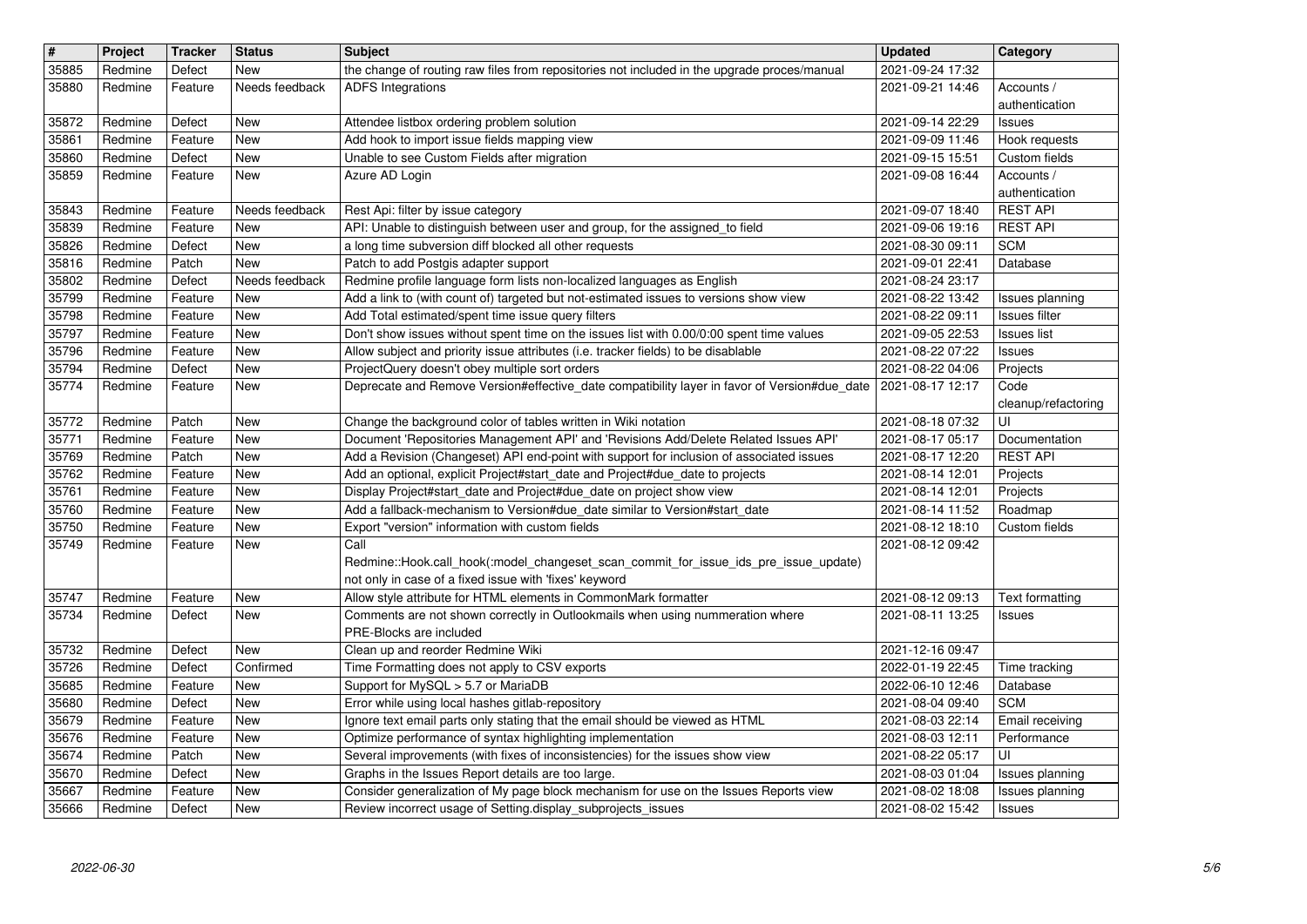| # | Project | Tracker | Status | Subject | Updated | Category |
|---|---|---|---|---|---|---|
| 35885 | Redmine | Defect | New | the change of routing raw files from repositories not included in the upgrade proces/manual | 2021-09-24 17:32 | |
| 35880 | Redmine | Feature | Needs feedback | ADFS Integrations | 2021-09-21 14:46 | Accounts / authentication |
| 35872 | Redmine | Defect | New | Attendee listbox ordering problem solution | 2021-09-14 22:29 | Issues |
| 35861 | Redmine | Feature | New | Add hook to import issue fields mapping view | 2021-09-09 11:46 | Hook requests |
| 35860 | Redmine | Defect | New | Unable to see Custom Fields after migration | 2021-09-15 15:51 | Custom fields |
| 35859 | Redmine | Feature | New | Azure AD Login | 2021-09-08 16:44 | Accounts / authentication |
| 35843 | Redmine | Feature | Needs feedback | Rest Api: filter by issue category | 2021-09-07 18:40 | REST API |
| 35839 | Redmine | Feature | New | API: Unable to distinguish between user and group, for the assigned_to field | 2021-09-06 19:16 | REST API |
| 35826 | Redmine | Defect | New | a long time subversion diff blocked all other requests | 2021-08-30 09:11 | SCM |
| 35816 | Redmine | Patch | New | Patch to add Postgis adapter support | 2021-09-01 22:41 | Database |
| 35802 | Redmine | Defect | Needs feedback | Redmine profile language form lists non-localized languages as English | 2021-08-24 23:17 | |
| 35799 | Redmine | Feature | New | Add a link to (with count of) targeted but not-estimated issues to versions show view | 2021-08-22 13:42 | Issues planning |
| 35798 | Redmine | Feature | New | Add Total estimated/spent time issue query filters | 2021-08-22 09:11 | Issues filter |
| 35797 | Redmine | Feature | New | Don't show issues without spent time on the issues list with 0.00/0:00 spent time values | 2021-09-05 22:53 | Issues list |
| 35796 | Redmine | Feature | New | Allow subject and priority issue attributes (i.e. tracker fields) to be disablable | 2021-08-22 07:22 | Issues |
| 35794 | Redmine | Defect | New | ProjectQuery doesn't obey multiple sort orders | 2021-08-22 04:06 | Projects |
| 35774 | Redmine | Feature | New | Deprecate and Remove Version#effective_date compatibility layer in favor of Version#due_date | 2021-08-17 12:17 | Code cleanup/refactoring |
| 35772 | Redmine | Patch | New | Change the background color of tables written in Wiki notation | 2021-08-18 07:32 | UI |
| 35771 | Redmine | Feature | New | Document 'Repositories Management API' and 'Revisions Add/Delete Related Issues API' | 2021-08-17 05:17 | Documentation |
| 35769 | Redmine | Patch | New | Add a Revision (Changeset) API end-point with support for inclusion of associated issues | 2021-08-17 12:20 | REST API |
| 35762 | Redmine | Feature | New | Add an optional, explicit Project#start_date and Project#due_date to projects | 2021-08-14 12:01 | Projects |
| 35761 | Redmine | Feature | New | Display Project#start_date and Project#due_date on project show view | 2021-08-14 12:01 | Projects |
| 35760 | Redmine | Feature | New | Add a fallback-mechanism to Version#due_date similar to Version#start_date | 2021-08-14 11:52 | Roadmap |
| 35750 | Redmine | Feature | New | Export "version" information with custom fields | 2021-08-12 18:10 | Custom fields |
| 35749 | Redmine | Feature | New | Call Redmine::Hook.call_hook(:model_changeset_scan_commit_for_issue_ids_pre_issue_update) not only in case of a fixed issue with 'fixes' keyword | 2021-08-12 09:42 | |
| 35747 | Redmine | Feature | New | Allow style attribute for HTML elements in CommonMark formatter | 2021-08-12 09:13 | Text formatting |
| 35734 | Redmine | Defect | New | Comments are not shown correctly in Outlookmails when using nummeration where PRE-Blocks are included | 2021-08-11 13:25 | Issues |
| 35732 | Redmine | Defect | New | Clean up and reorder Redmine Wiki | 2021-12-16 09:47 | |
| 35726 | Redmine | Defect | Confirmed | Time Formatting does not apply to CSV exports | 2022-01-19 22:45 | Time tracking |
| 35685 | Redmine | Feature | New | Support for MySQL > 5.7 or MariaDB | 2022-06-10 12:46 | Database |
| 35680 | Redmine | Defect | New | Error while using local hashes gitlab-repository | 2021-08-04 09:40 | SCM |
| 35679 | Redmine | Feature | New | Ignore text email parts only stating that the email should be viewed as HTML | 2021-08-03 22:14 | Email receiving |
| 35676 | Redmine | Feature | New | Optimize performance of syntax highlighting implementation | 2021-08-03 12:11 | Performance |
| 35674 | Redmine | Patch | New | Several improvements (with fixes of inconsistencies) for the issues show view | 2021-08-22 05:17 | UI |
| 35670 | Redmine | Defect | New | Graphs in the Issues Report details are too large. | 2021-08-03 01:04 | Issues planning |
| 35667 | Redmine | Feature | New | Consider generalization of My page block mechanism for use on the Issues Reports view | 2021-08-02 18:08 | Issues planning |
| 35666 | Redmine | Defect | New | Review incorrect usage of Setting.display_subprojects_issues | 2021-08-02 15:42 | Issues |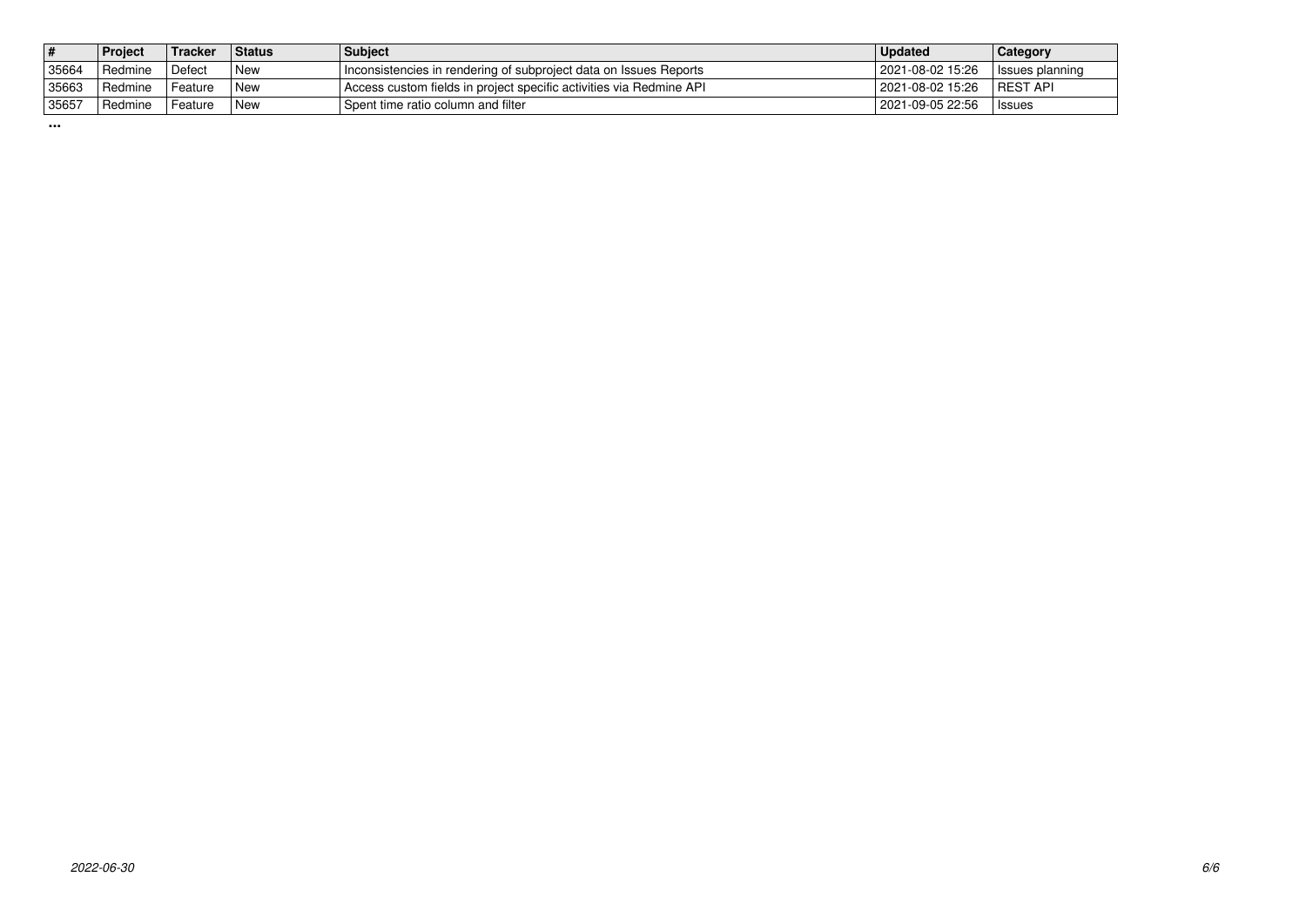| # | Project | Tracker | Status | Subject | Updated | Category |
|---|---|---|---|---|---|---|
| 35664 | Redmine | Defect | New | Inconsistencies in rendering of subproject data on Issues Reports | 2021-08-02 15:26 | Issues planning |
| 35663 | Redmine | Feature | New | Access custom fields in project specific activities via Redmine API | 2021-08-02 15:26 | REST API |
| 35657 | Redmine | Feature | New | Spent time ratio column and filter | 2021-09-05 22:56 | Issues |

...